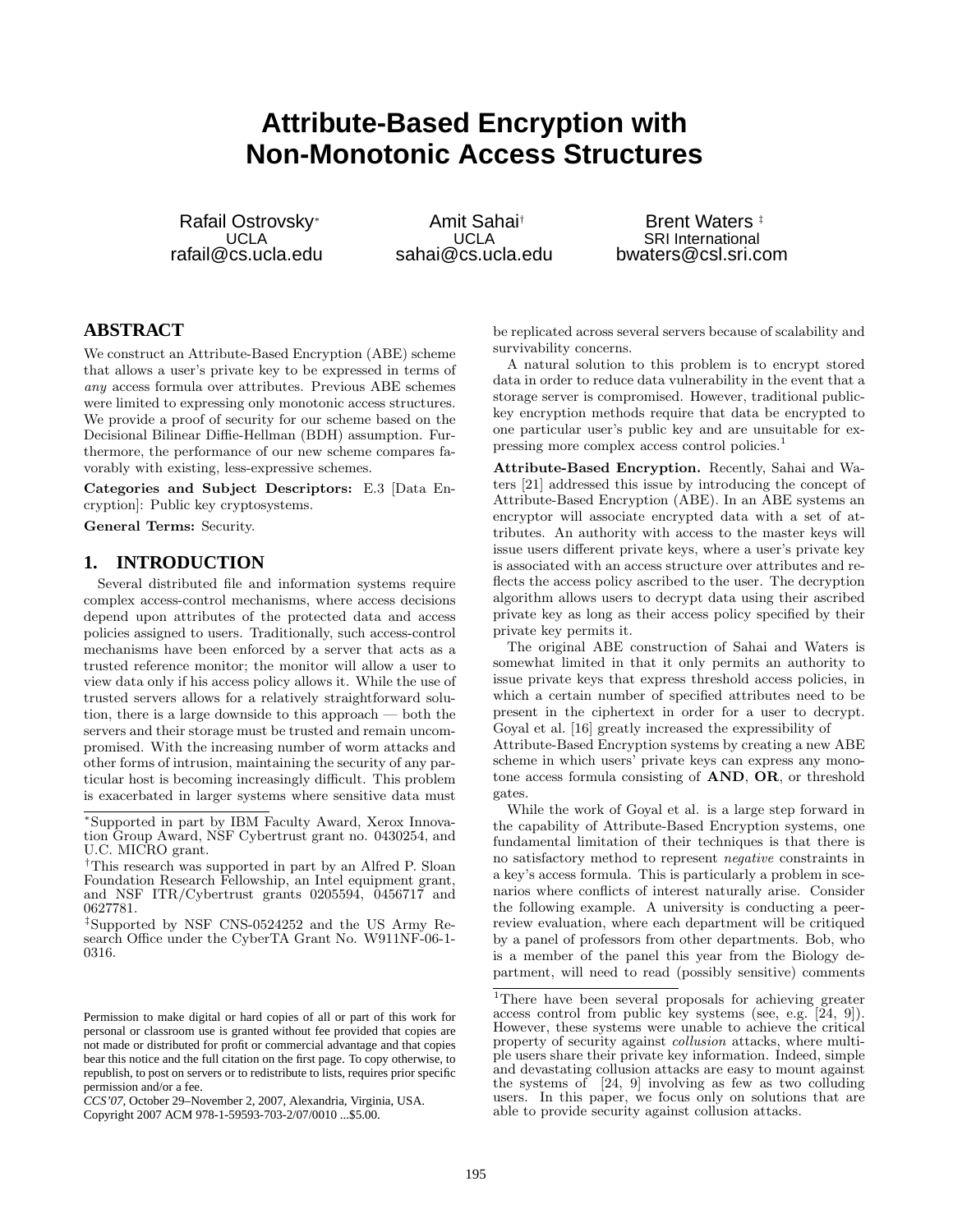# Attribute-Based Encryption with Non-Monotonic Access Structures

Rafail Ostrovsky[*]
UCLA
rafail@cs.ucla.edu

Amit Sahai[†]
UCLA
sahai@cs.ucla.edu

Brent Waters[‡]
SRI International
bwaters@csl.sri.com

## ABSTRACT

We construct an Attribute-Based Encryption (ABE) scheme that allows a user's private key to be expressed in terms of *any* access formula over attributes. Previous ABE schemes were limited to expressing only monotonic access structures. We provide a proof of security for our scheme based on the Decisional Bilinear Diffie-Hellman (BDH) assumption. Furthermore, the performance of our new scheme compares favorably with existing, less-expressive schemes.

**Categories and Subject Descriptors:** E.3 [Data Encryption]: Public key cryptosystems.

**General Terms:** Security.

## 1. INTRODUCTION

Several distributed file and information systems require complex access-control mechanisms, where access decisions depend upon attributes of the protected data and access policies assigned to users. Traditionally, such access-control mechanisms have been enforced by a server that acts as a trusted reference monitor; the monitor will allow a user to view data only if his access policy allows it. While the use of trusted servers allows for a relatively straightforward solution, there is a large downside to this approach — both the servers and their storage must be trusted and remain uncompromised. With the increasing number of worm attacks and other forms of intrusion, maintaining the security of any particular host is becoming increasingly difficult. This problem is exacerbated in larger systems where sensitive data must be replicated across several servers because of scalability and survivability concerns.

A natural solution to this problem is to encrypt stored data in order to reduce data vulnerability in the event that a storage server is compromised. However, traditional public-key encryption methods require that data be encrypted to one particular user's public key and are unsuitable for expressing more complex access control policies.[1]

**Attribute-Based Encryption.** Recently, Sahai and Waters [21] addressed this issue by introducing the concept of Attribute-Based Encryption (ABE). In an ABE systems an encryptor will associate encrypted data with a set of attributes. An authority with access to the master keys will issue users different private keys, where a user's private key is associated with an access structure over attributes and reflects the access policy ascribed to the user. The decryption algorithm allows users to decrypt data using their ascribed private key as long as their access policy specified by their private key permits it.

The original ABE construction of Sahai and Waters is somewhat limited in that it only permits an authority to issue private keys that express threshold access policies, in which a certain number of specified attributes need to be present in the ciphertext in order for a user to decrypt. Goyal et al. [16] greatly increased the expressibility of Attribute-Based Encryption systems by creating a new ABE scheme in which users' private keys can express any monotone access formula consisting of **AND**, **OR**, or threshold gates.

While the work of Goyal et al. is a large step forward in the capability of Attribute-Based Encryption systems, one fundamental limitation of their techniques is that there is no satisfactory method to represent *negative* constraints in a key's access formula. This is particularly a problem in scenarios where conflicts of interest naturally arise. Consider the following example. A university is conducting a peer-review evaluation, where each department will be critiqued by a panel of professors from other departments. Bob, who is a member of the panel this year from the Biology department, will need to read (possibly sensitive) comments

---

[*] Supported in part by IBM Faculty Award, Xerox Innovation Group Award, NSF Cybertrust grant no. 0430254, and U.C. MICRO grant.

[†] This research was supported in part by an Alfred P. Sloan Foundation Research Fellowship, an Intel equipment grant, and NSF ITR/Cybertrust grants 0205594, 0456717 and 0627781.

[‡] Supported by NSF CNS-0524252 and the US Army Research Office under the CyberTA Grant No. W911NF-06-1-0316.

[1] There have been several proposals for achieving greater access control from public key systems (see, e.g. [24, 9]). However, these systems were unable to achieve the critical property of security against *collusion* attacks, where multiple users share their private key information. Indeed, simple and devastating collusion attacks are easy to mount against the systems of [24, 9] involving as few as two colluding users. In this paper, we focus only on solutions that are able to provide security against collusion attacks.

Permission to make digital or hard copies of all or part of this work for personal or classroom use is granted without fee provided that copies are not made or distributed for profit or commercial advantage and that copies bear this notice and the full citation on the first page. To copy otherwise, to republish, to post on servers or to redistribute to lists, requires prior specific permission and/or a fee.
*CCS'07*, October 29–November 2, 2007, Alexandria, Virginia, USA.
Copyright 2007 ACM 978-1-59593-703-2/07/0010 ...$5.00.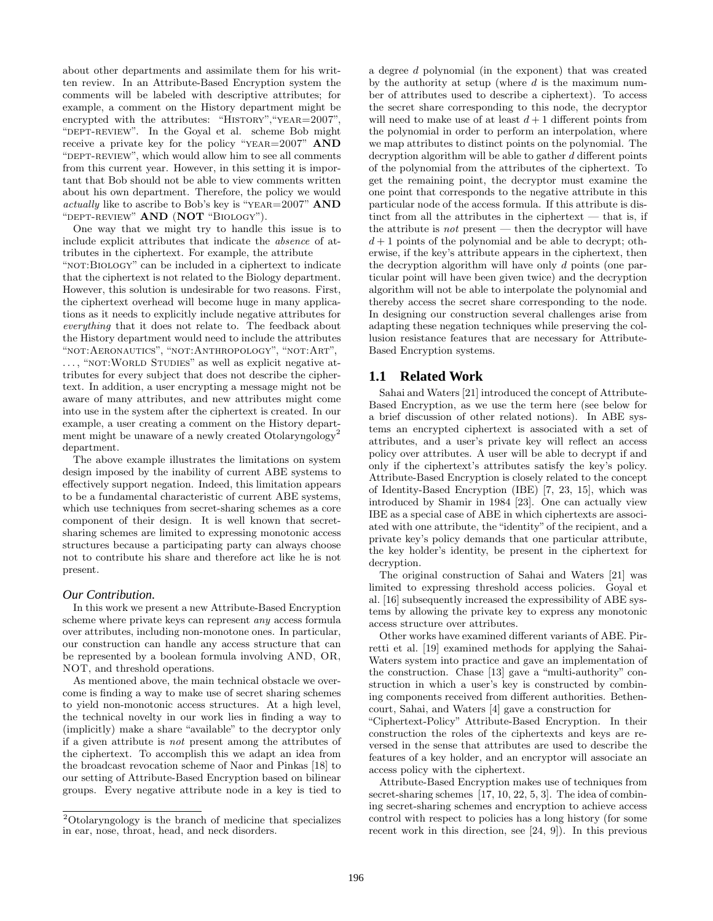about other departments and assimilate them for his written review. In an Attribute-Based Encryption system the comments will be labeled with descriptive attributes; for example, a comment on the History department might be encrypted with the attributes: "History","year=2007", "dept-review". In the Goyal et al. scheme Bob might receive a private key for the policy "year=2007" **AND** "dept-review", which would allow him to see all comments from this current year. However, in this setting it is important that Bob should not be able to view comments written about his own department. Therefore, the policy we would *actually* like to ascribe to Bob's key is "year=2007" **AND** "dept-review" **AND** (**NOT** "Biology").

One way that we might try to handle this issue is to include explicit attributes that indicate the *absence* of attributes in the ciphertext. For example, the attribute "not:Biology" can be included in a ciphertext to indicate that the ciphertext is not related to the Biology department. However, this solution is undesirable for two reasons. First, the ciphertext overhead will become huge in many applications as it needs to explicitly include negative attributes for *everything* that it does not relate to. The feedback about the History department would need to include the attributes "not:Aeronautics", "not:Anthropology", "not:Art", ..., "not:World Studies" as well as explicit negative attributes for every subject that does not describe the ciphertext. In addition, a user encrypting a message might not be aware of many attributes, and new attributes might come into use in the system after the ciphertext is created. In our example, a user creating a comment on the History department might be unaware of a newly created Otolaryngology[2] department.

The above example illustrates the limitations on system design imposed by the inability of current ABE systems to effectively support negation. Indeed, this limitation appears to be a fundamental characteristic of current ABE systems, which use techniques from secret-sharing schemes as a core component of their design. It is well known that secret-sharing schemes are limited to expressing monotonic access structures because a participating party can always choose not to contribute his share and therefore act like he is not present.

### *Our Contribution.*

In this work we present a new Attribute-Based Encryption scheme where private keys can represent *any* access formula over attributes, including non-monotone ones. In particular, our construction can handle any access structure that can be represented by a boolean formula involving AND, OR, NOT, and threshold operations.

As mentioned above, the main technical obstacle we overcome is finding a way to make use of secret sharing schemes to yield non-monotonic access structures. At a high level, the technical novelty in our work lies in finding a way to (implicitly) make a share "available" to the decryptor only if a given attribute is *not* present among the attributes of the ciphertext. To accomplish this we adapt an idea from the broadcast revocation scheme of Naor and Pinkas [18] to our setting of Attribute-Based Encryption based on bilinear groups. Every negative attribute node in a key is tied to a degree $d$ polynomial (in the exponent) that was created by the authority at setup (where $d$ is the maximum number of attributes used to describe a ciphertext). To access the secret share corresponding to this node, the decryptor will need to make use of at least $d+1$ different points from the polynomial in order to perform an interpolation, where we map attributes to distinct points on the polynomial. The decryption algorithm will be able to gather $d$ different points of the polynomial from the attributes of the ciphertext. To get the remaining point, the decryptor must examine the one point that corresponds to the negative attribute in this particular node of the access formula. If this attribute is distinct from all the attributes in the ciphertext — that is, if the attribute is *not* present — then the decryptor will have $d+1$ points of the polynomial and be able to decrypt; otherwise, if the key's attribute appears in the ciphertext, then the decryption algorithm will have only $d$ points (one particular point will have been given twice) and the decryption algorithm will not be able to interpolate the polynomial and thereby access the secret share corresponding to the node. In designing our construction several challenges arise from adapting these negation techniques while preserving the collusion resistance features that are necessary for Attribute-Based Encryption systems.

## 1.1 Related Work

Sahai and Waters [21] introduced the concept of Attribute-Based Encryption, as we use the term here (see below for a brief discussion of other related notions). In ABE systems an encrypted ciphertext is associated with a set of attributes, and a user's private key will reflect an access policy over attributes. A user will be able to decrypt if and only if the ciphertext's attributes satisfy the key's policy. Attribute-Based Encryption is closely related to the concept of Identity-Based Encryption (IBE) [7, 23, 15], which was introduced by Shamir in 1984 [23]. One can actually view IBE as a special case of ABE in which ciphertexts are associated with one attribute, the "identity" of the recipient, and a private key's policy demands that one particular attribute, the key holder's identity, be present in the ciphertext for decryption.

The original construction of Sahai and Waters [21] was limited to expressing threshold access policies. Goyal et al. [16] subsequently increased the expressibility of ABE systems by allowing the private key to express any monotonic access structure over attributes.

Other works have examined different variants of ABE. Pirretti et al. [19] examined methods for applying the Sahai-Waters system into practice and gave an implementation of the construction. Chase [13] gave a "multi-authority" construction in which a user's key is constructed by combining components received from different authorities. Bethencourt, Sahai, and Waters [4] gave a construction for "Ciphertext-Policy" Attribute-Based Encryption. In their construction the roles of the ciphertexts and keys are reversed in the sense that attributes are used to describe the features of a key holder, and an encryptor will associate an access policy with the ciphertext.

Attribute-Based Encryption makes use of techniques from secret-sharing schemes [17, 10, 22, 5, 3]. The idea of combining secret-sharing schemes and encryption to achieve access control with respect to policies has a long history (for some recent work in this direction, see [24, 9]). In this previous

[2]Otolaryngology is the branch of medicine that specializes in ear, nose, throat, head, and neck disorders.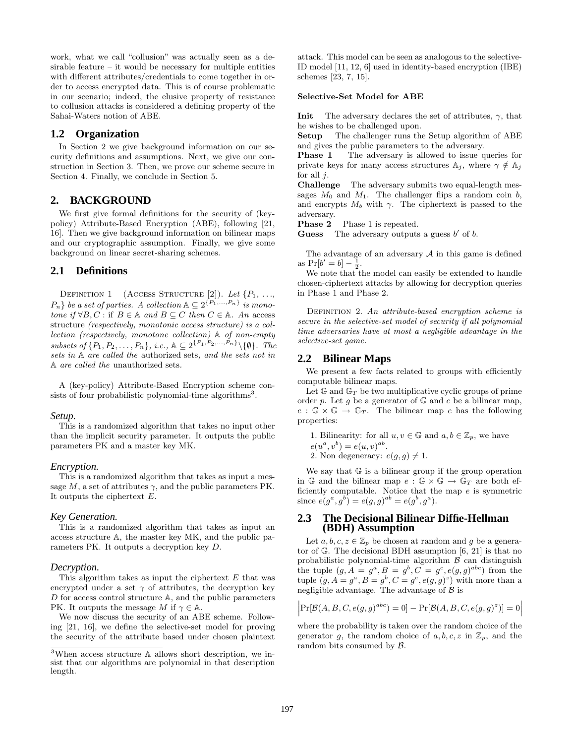work, what we call "collusion" was actually seen as a desirable feature – it would be necessary for multiple entities with different attributes/credentials to come together in order to access encrypted data. This is of course problematic in our scenario; indeed, the elusive property of resistance to collusion attacks is considered a defining property of the Sahai-Waters notion of ABE.

## 1.2 Organization

In Section 2 we give background information on our security definitions and assumptions. Next, we give our construction in Section 3. Then, we prove our scheme secure in Section 4. Finally, we conclude in Section 5.

# 2. BACKGROUND

We first give formal definitions for the security of (key-policy) Attribute-Based Encryption (ABE), following [21, 16]. Then we give background information on bilinear maps and our cryptographic assumption. Finally, we give some background on linear secret-sharing schemes.

## 2.1 Definitions

Definition 1 (Access Structure [2]). *Let $\{P_1, \ldots, P_n\}$ be a set of parties. A collection $\mathbb{A} \subseteq 2^{\{P_1,\ldots,P_n\}}$ is monotone if $\forall B, C$ : if $B \in \mathbb{A}$ and $B \subseteq C$ then $C \in \mathbb{A}$. An* access structure *(respectively, monotonic access structure) is a collection (respectively, monotone collection) $\mathbb{A}$ of non-empty subsets of $\{P_1, P_2, \ldots, P_n\}$, i.e., $\mathbb{A} \subseteq 2^{\{P_1,P_2,\ldots,P_n\}} \setminus \{\emptyset\}$. The sets in $\mathbb{A}$ are called the* authorized sets*, and the sets not in $\mathbb{A}$ are called the* unauthorized sets*.*

A (key-policy) Attribute-Based Encryption scheme consists of four probabilistic polynomial-time algorithms[3].

### *Setup.*

This is a randomized algorithm that takes no input other than the implicit security parameter. It outputs the public parameters PK and a master key MK.

### *Encryption.*

This is a randomized algorithm that takes as input a message $M$, a set of attributes $\gamma$, and the public parameters PK. It outputs the ciphertext $E$.

### *Key Generation.*

This is a randomized algorithm that takes as input an access structure $\mathbb{A}$, the master key MK, and the public parameters PK. It outputs a decryption key $D$.

### *Decryption.*

This algorithm takes as input the ciphertext $E$ that was encrypted under a set $\gamma$ of attributes, the decryption key $D$ for access control structure $\mathbb{A}$, and the public parameters PK. It outputs the message $M$ if $\gamma \in \mathbb{A}$.

We now discuss the security of an ABE scheme. Following [21, 16], we define the selective-set model for proving the security of the attribute based under chosen plaintext attack. This model can be seen as analogous to the selective-ID model [11, 12, 6] used in identity-based encryption (IBE) schemes [23, 7, 15].

**Selective-Set Model for ABE**

**Init** The adversary declares the set of attributes, $\gamma$, that he wishes to be challenged upon.
**Setup** The challenger runs the Setup algorithm of ABE and gives the public parameters to the adversary.
**Phase 1** The adversary is allowed to issue queries for private keys for many access structures $\mathbb{A}_j$, where $\gamma \notin \mathbb{A}_j$ for all $j$.
**Challenge** The adversary submits two equal-length messages $M_0$ and $M_1$. The challenger flips a random coin $b$, and encrypts $M_b$ with $\gamma$. The ciphertext is passed to the adversary.
**Phase 2** Phase 1 is repeated.
**Guess** The adversary outputs a guess $b'$ of $b$.

The advantage of an adversary $\mathcal{A}$ in this game is defined as $\Pr[b' = b] - \frac{1}{2}$.

We note that the model can easily be extended to handle chosen-ciphertext attacks by allowing for decryption queries in Phase 1 and Phase 2.

Definition 2. *An attribute-based encryption scheme is secure in the selective-set model of security if all polynomial time adversaries have at most a negligible advantage in the selective-set game.*

## 2.2 Bilinear Maps

We present a few facts related to groups with efficiently computable bilinear maps.

Let $\mathbb{G}$ and $\mathbb{G}_T$ be two multiplicative cyclic groups of prime order $p$. Let $g$ be a generator of $\mathbb{G}$ and $e$ be a bilinear map, $e : \mathbb{G} \times \mathbb{G} \rightarrow \mathbb{G}_T$. The bilinear map $e$ has the following properties:

1. Bilinearity: for all $u, v \in \mathbb{G}$ and $a, b \in \mathbb{Z}_p$, we have $e(u^a, v^b) = e(u, v)^{ab}$.
2. Non degeneracy: $e(g, g) \neq 1$.

We say that $\mathbb{G}$ is a bilinear group if the group operation in $\mathbb{G}$ and the bilinear map $e : \mathbb{G} \times \mathbb{G} \rightarrow \mathbb{G}_T$ are both efficiently computable. Notice that the map $e$ is symmetric since $e(g^a, g^b) = e(g, g)^{ab} = e(g^b, g^a)$.

## 2.3 The Decisional Bilinear Diffie-Hellman (BDH) Assumption

Let $a, b, c, z \in \mathbb{Z}_p$ be chosen at random and $g$ be a generator of $\mathbb{G}$. The decisional BDH assumption [6, 21] is that no probabilistic polynomial-time algorithm $\mathcal{B}$ can distinguish the tuple $(g, A = g^a, B = g^b, C = g^c, e(g, g)^{abc})$ from the tuple $(g, A = g^a, B = g^b, C = g^c, e(g, g)^z)$ with more than a negligible advantage. The advantage of $\mathcal{B}$ is

$$\left| \Pr[\mathcal{B}(A, B, C, e(g, g)^{abc}) = 0] - \Pr[\mathcal{B}(A, B, C, e(g, g)^z)] = 0 \right|$$

where the probability is taken over the random choice of the generator $g$, the random choice of $a, b, c, z$ in $\mathbb{Z}_p$, and the random bits consumed by $\mathcal{B}$.

[3]When access structure $\mathbb{A}$ allows short description, we insist that our algorithms are polynomial in that description length.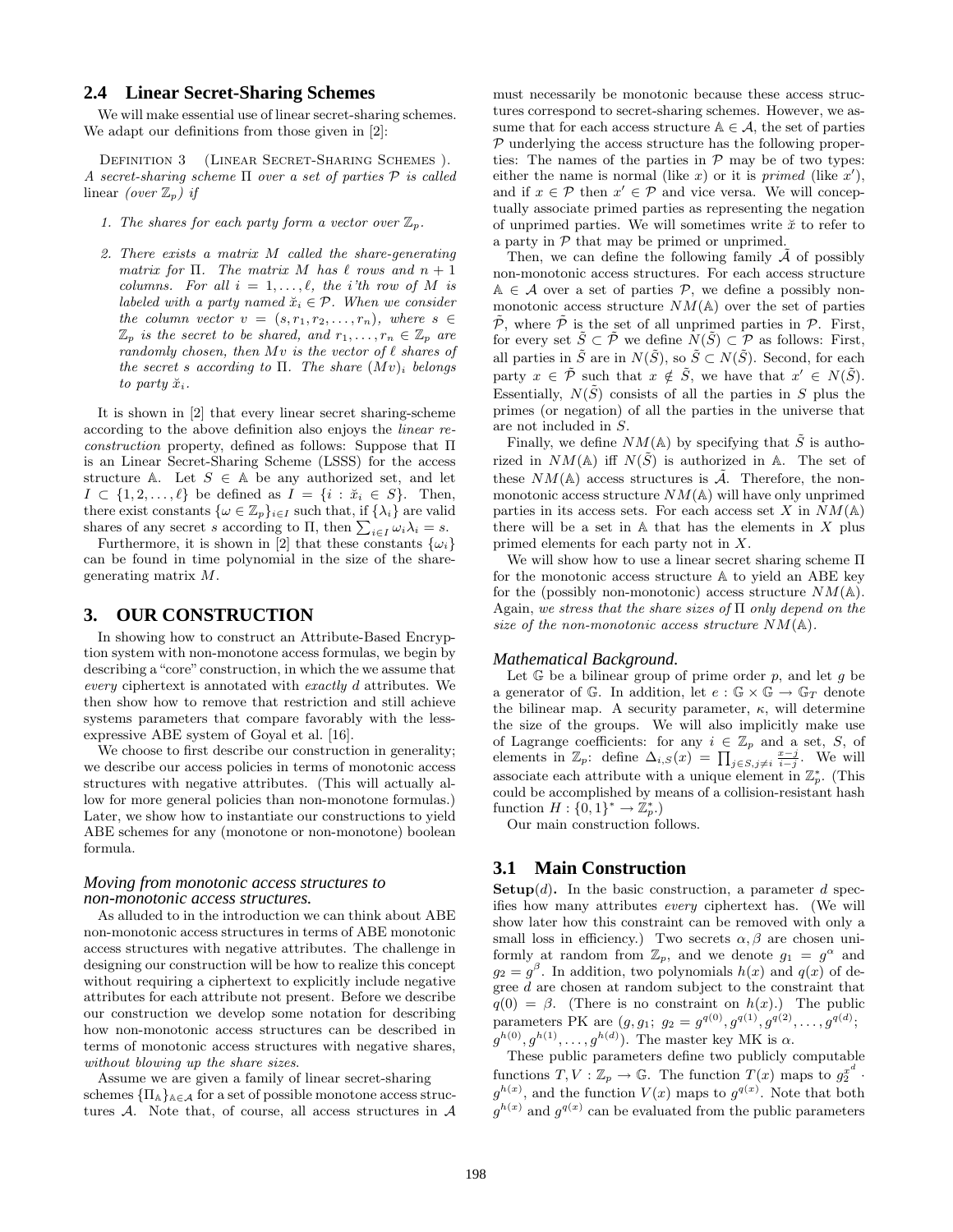## 2.4 Linear Secret-Sharing Schemes

We will make essential use of linear secret-sharing schemes. We adapt our definitions from those given in [2]:

Definition 3 (Linear Secret-Sharing Schemes ). *A secret-sharing scheme $\Pi$ over a set of parties $\mathcal{P}$ is called* linear *(over $\mathbb{Z}_p$) if*

1. *The shares for each party form a vector over $\mathbb{Z}_p$.*
2. *There exists a matrix $M$ called the share-generating matrix for $\Pi$. The matrix $M$ has $\ell$ rows and $n+1$ columns. For all $i = 1, \ldots, \ell$, the $i$'th row of $M$ is labeled with a party named $\check{x}_i \in \mathcal{P}$. When we consider the column vector $v = (s, r_1, r_2, \ldots, r_n)$, where $s \in \mathbb{Z}_p$ is the secret to be shared, and $r_1, \ldots, r_n \in \mathbb{Z}_p$ are randomly chosen, then $Mv$ is the vector of $\ell$ shares of the secret $s$ according to $\Pi$. The share $(Mv)_i$ belongs to party $\check{x}_i$.*

It is shown in [2] that every linear secret sharing-scheme according to the above definition also enjoys the *linear reconstruction* property, defined as follows: Suppose that $\Pi$ is an Linear Secret-Sharing Scheme (LSSS) for the access structure $\mathbb{A}$. Let $S \in \mathbb{A}$ be any authorized set, and let $I \subset \{1, 2, \ldots, \ell\}$ be defined as $I = \{i : \check{x}_i \in S\}$. Then, there exist constants $\{\omega \in \mathbb{Z}_p\}_{i \in I}$ such that, if $\{\lambda_i\}$ are valid shares of any secret $s$ according to $\Pi$, then $\sum_{i \in I} \omega_i \lambda_i = s$.

Furthermore, it is shown in [2] that these constants $\{\omega_i\}$ can be found in time polynomial in the size of the share-generating matrix $M$.

# 3. OUR CONSTRUCTION

In showing how to construct an Attribute-Based Encryption system with non-monotone access formulas, we begin by describing a "core" construction, in which the we assume that *every* ciphertext is annotated with *exactly* $d$ attributes. We then show how to remove that restriction and still achieve systems parameters that compare favorably with the less-expressive ABE system of Goyal et al. [16].

We choose to first describe our construction in generality; we describe our access policies in terms of monotonic access structures with negative attributes. (This will actually allow for more general policies than non-monotone formulas.) Later, we show how to instantiate our constructions to yield ABE schemes for any (monotone or non-monotone) boolean formula.

### *Moving from monotonic access structures to non-monotonic access structures.*

As alluded to in the introduction we can think about ABE non-monotonic access structures in terms of ABE monotonic access structures with negative attributes. The challenge in designing our construction will be how to realize this concept without requiring a ciphertext to explicitly include negative attributes for each attribute not present. Before we describe our construction we develop some notation for describing how non-monotonic access structures can be described in terms of monotonic access structures with negative shares, *without blowing up the share sizes*.

Assume we are given a family of linear secret-sharing schemes $\{\Pi_{\mathbb{A}}\}_{\mathbb{A} \in \mathcal{A}}$ for a set of possible monotone access structures $\mathcal{A}$. Note that, of course, all access structures in $\mathcal{A}$ must necessarily be monotonic because these access structures correspond to secret-sharing schemes. However, we assume that for each access structure $\mathbb{A} \in \mathcal{A}$, the set of parties $\mathcal{P}$ underlying the access structure has the following properties: The names of the parties in $\mathcal{P}$ may be of two types: either the name is normal (like $x$) or it is *primed* (like $x'$), and if $x \in \mathcal{P}$ then $x' \in \mathcal{P}$ and vice versa. We will conceptually associate primed parties as representing the negation of unprimed parties. We will sometimes write $\check{x}$ to refer to a party in $\mathcal{P}$ that may be primed or unprimed.

Then, we can define the following family $\tilde{\mathcal{A}}$ of possibly non-monotonic access structures. For each access structure $\mathbb{A} \in \mathcal{A}$ over a set of parties $\mathcal{P}$, we define a possibly non-monotonic access structure $NM(\mathbb{A})$ over the set of parties $\tilde{\mathcal{P}}$, where $\tilde{\mathcal{P}}$ is the set of all unprimed parties in $\mathcal{P}$. First, for every set $\tilde{S} \subset \tilde{\mathcal{P}}$ we define $N(\tilde{S}) \subset \mathcal{P}$ as follows: First, all parties in $\tilde{S}$ are in $N(\tilde{S})$, so $\tilde{S} \subset N(\tilde{S})$. Second, for each party $x \in \tilde{\mathcal{P}}$ such that $x \notin \tilde{S}$, we have that $x' \in N(\tilde{S})$. Essentially, $N(\tilde{S})$ consists of all the parties in $S$ plus the primes (or negation) of all the parties in the universe that are not included in $S$.

Finally, we define $NM(\mathbb{A})$ by specifying that $\tilde{S}$ is authorized in $NM(\mathbb{A})$ iff $N(\tilde{S})$ is authorized in $\mathbb{A}$. The set of these $NM(\mathbb{A})$ access structures is $\tilde{\mathcal{A}}$. Therefore, the non-monotonic access structure $NM(\mathbb{A})$ will have only unprimed parties in its access sets. For each access set $X$ in $NM(\mathbb{A})$ there will be a set in $\mathbb{A}$ that has the elements in $X$ plus primed elements for each party not in $X$.

We will show how to use a linear secret sharing scheme $\Pi$ for the monotonic access structure $\mathbb{A}$ to yield an ABE key for the (possibly non-monotonic) access structure $NM(\mathbb{A})$. Again, *we stress that the share sizes of* $\Pi$ *only depend on the size of the non-monotonic access structure* $NM(\mathbb{A})$.

### *Mathematical Background.*

Let $\mathbb{G}$ be a bilinear group of prime order $p$, and let $g$ be a generator of $\mathbb{G}$. In addition, let $e : \mathbb{G} \times \mathbb{G} \to \mathbb{G}_T$ denote the bilinear map. A security parameter, $\kappa$, will determine the size of the groups. We will also implicitly make use of Lagrange coefficients: for any $i \in \mathbb{Z}_p$ and a set, $S$, of elements in $\mathbb{Z}_p$: define $\Delta_{i,S}(x) = \prod_{j \in S, j \neq i} \frac{x-j}{i-j}$. We will associate each attribute with a unique element in $\mathbb{Z}_p^*$. (This could be accomplished by means of a collision-resistant hash function $H : \{0,1\}^* \to \mathbb{Z}_p^*$.)

Our main construction follows.

## 3.1 Main Construction

**Setup**$(d)$**.** In the basic construction, a parameter $d$ specifies how many attributes *every* ciphertext has. (We will show later how this constraint can be removed with only a small loss in efficiency.) Two secrets $\alpha, \beta$ are chosen uniformly at random from $\mathbb{Z}_p$, and we denote $g_1 = g^{\alpha}$ and $g_2 = g^{\beta}$. In addition, two polynomials $h(x)$ and $q(x)$ of degree $d$ are chosen at random subject to the constraint that $q(0) = \beta$. (There is no constraint on $h(x)$.) The public parameters PK are $(g, g_1;\ g_2 = g^{q(0)}, g^{q(1)}, g^{q(2)}, \ldots, g^{q(d)};\ g^{h(0)}, g^{h(1)}, \ldots, g^{h(d)})$. The master key MK is $\alpha$.

These public parameters define two publicly computable functions $T, V : \mathbb{Z}_p \to \mathbb{G}$. The function $T(x)$ maps to $g_2^{x^d} \cdot g^{h(x)}$, and the function $V(x)$ maps to $g^{q(x)}$. Note that both $g^{h(x)}$ and $g^{q(x)}$ can be evaluated from the public parameters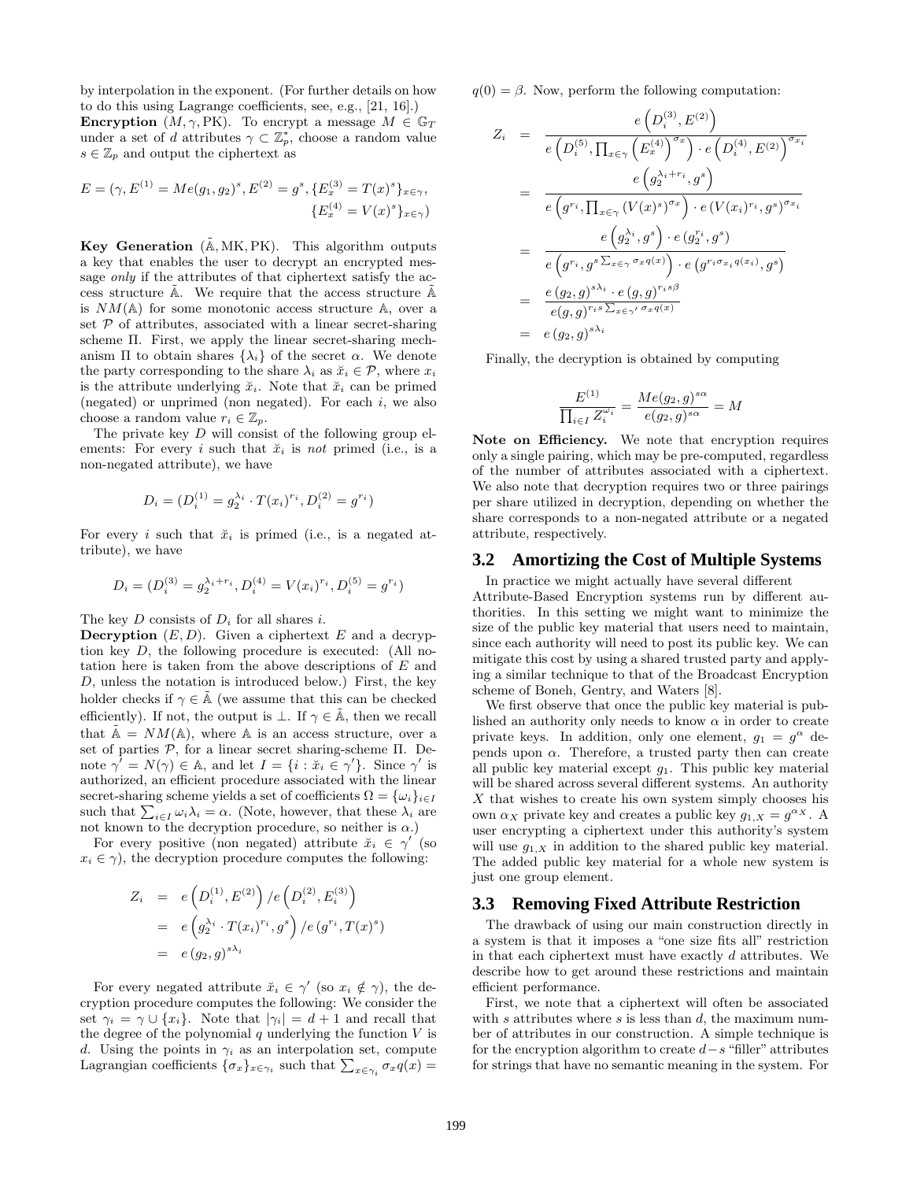by interpolation in the exponent. (For further details on how to do this using Lagrange coefficients, see, e.g., [21, 16].)

**Encryption** $(M, \gamma, \mathrm{PK})$. To encrypt a message $M \in \mathbb{G}_T$ under a set of $d$ attributes $\gamma \subset \mathbb{Z}_p^*$, choose a random value $s \in \mathbb{Z}_p$ and output the ciphertext as

$$E = (\gamma, E^{(1)} = Me(g_1, g_2)^s, E^{(2)} = g^s, \{E_x^{(3)} = T(x)^s\}_{x\in\gamma}, \{E_x^{(4)} = V(x)^s\}_{x\in\gamma})$$

**Key Generation** $(\tilde{\mathbb{A}}, \mathrm{MK}, \mathrm{PK})$. This algorithm outputs a key that enables the user to decrypt an encrypted message *only* if the attributes of that ciphertext satisfy the access structure $\tilde{\mathbb{A}}$. We require that the access structure $\tilde{\mathbb{A}}$ is $NM(\mathbb{A})$ for some monotonic access structure $\mathbb{A}$, over a set $\mathcal{P}$ of attributes, associated with a linear secret-sharing scheme $\Pi$. First, we apply the linear secret-sharing mechanism $\Pi$ to obtain shares $\{\lambda_i\}$ of the secret $\alpha$. We denote the party corresponding to the share $\lambda_i$ as $\breve{x}_i \in \mathcal{P}$, where $x_i$ is the attribute underlying $\breve{x}_i$. Note that $\breve{x}_i$ can be primed (negated) or unprimed (non negated). For each $i$, we also choose a random value $r_i \in \mathbb{Z}_p$.

The private key $D$ will consist of the following group elements: For every $i$ such that $\breve{x}_i$ is *not* primed (i.e., is a non-negated attribute), we have

$$D_i = (D_i^{(1)} = g_2^{\lambda_i} \cdot T(x_i)^{r_i}, D_i^{(2)} = g^{r_i})$$

For every $i$ such that $\breve{x}_i$ is primed (i.e., is a negated attribute), we have

$$D_i = (D_i^{(3)} = g_2^{\lambda_i + r_i}, D_i^{(4)} = V(x_i)^{r_i}, D_i^{(5)} = g^{r_i})$$

The key $D$ consists of $D_i$ for all shares $i$.

**Decryption** $(E, D)$. Given a ciphertext $E$ and a decryption key $D$, the following procedure is executed: (All notation here is taken from the above descriptions of $E$ and $D$, unless the notation is introduced below.) First, the key holder checks if $\gamma \in \tilde{\mathbb{A}}$ (we assume that this can be checked efficiently). If not, the output is $\perp$. If $\gamma \in \tilde{\mathbb{A}}$, then we recall that $\tilde{\mathbb{A}} = NM(\mathbb{A})$, where $\mathbb{A}$ is an access structure, over a set of parties $\mathcal{P}$, for a linear secret sharing-scheme $\Pi$. Denote $\gamma' = N(\gamma) \in \mathbb{A}$, and let $I = \{i : \breve{x}_i \in \gamma'\}$. Since $\gamma'$ is authorized, an efficient procedure associated with the linear secret-sharing scheme yields a set of coefficients $\Omega = \{\omega_i\}_{i\in I}$ such that $\sum_{i\in I} \omega_i \lambda_i = \alpha$. (Note, however, that these $\lambda_i$ are not known to the decryption procedure, so neither is $\alpha$.)

For every positive (non negated) attribute $\breve{x}_i \in \gamma'$ (so $x_i \in \gamma$), the decryption procedure computes the following:

$$\begin{aligned}
Z_i &= e\left(D_i^{(1)}, E^{(2)}\right) / e\left(D_i^{(2)}, E_i^{(3)}\right) \\
&= e\left(g_2^{\lambda_i} \cdot T(x_i)^{r_i}, g^s\right) / e\left(g^{r_i}, T(x)^s\right) \\
&= e\left(g_2, g\right)^{s\lambda_i}
\end{aligned}$$

For every negated attribute $\breve{x}_i \in \gamma'$ (so $x_i \notin \gamma$), the decryption procedure computes the following: We consider the set $\gamma_i = \gamma \cup \{x_i\}$. Note that $|\gamma_i| = d + 1$ and recall that the degree of the polynomial $q$ underlying the function $V$ is $d$. Using the points in $\gamma_i$ as an interpolation set, compute Lagrangian coefficients $\{\sigma_x\}_{x\in\gamma_i}$ such that $\sum_{x\in\gamma_i} \sigma_x q(x) = q(0) = \beta$. Now, perform the following computation:

$$\begin{aligned}
Z_i &= \frac{e\left(D_i^{(3)}, E^{(2)}\right)}{e\left(D_i^{(5)}, \prod_{x\in\gamma}\left(E_x^{(4)}\right)^{\sigma_x}\right) \cdot e\left(D_i^{(4)}, E^{(2)}\right)^{\sigma_{x_i}}} \\
&= \frac{e\left(g_2^{\lambda_i + r_i}, g^s\right)}{e\left(g^{r_i}, \prod_{x\in\gamma}\left(V(x)^s\right)^{\sigma_x}\right) \cdot e\left(V(x_i)^{r_i}, g^s\right)^{\sigma_{x_i}}} \\
&= \frac{e\left(g_2^{\lambda_i}, g^s\right) \cdot e\left(g_2^{r_i}, g^s\right)}{e\left(g^{r_i}, g^{s\sum_{x\in\gamma}\sigma_x q(x)}\right) \cdot e\left(g^{r_i \sigma_{x_i} q(x_i)}, g^s\right)} \\
&= \frac{e\left(g_2, g\right)^{s\lambda_i} \cdot e\left(g, g\right)^{r_i s\beta}}{e(g, g)^{r_i s\sum_{x\in\gamma'}\sigma_x q(x)}} \\
&= e\left(g_2, g\right)^{s\lambda_i}
\end{aligned}$$

Finally, the decryption is obtained by computing

$$\frac{E^{(1)}}{\prod_{i\in I} Z_i^{\omega_i}} = \frac{Me(g_2, g)^{s\alpha}}{e(g_2, g)^{s\alpha}} = M$$

**Note on Efficiency.** We note that encryption requires only a single pairing, which may be pre-computed, regardless of the number of attributes associated with a ciphertext. We also note that decryption requires two or three pairings per share utilized in decryption, depending on whether the share corresponds to a non-negated attribute or a negated attribute, respectively.

### 3.2 Amortizing the Cost of Multiple Systems

In practice we might actually have several different Attribute-Based Encryption systems run by different authorities. In this setting we might want to minimize the size of the public key material that users need to maintain, since each authority will need to post its public key. We can mitigate this cost by using a shared trusted party and applying a similar technique to that of the Broadcast Encryption scheme of Boneh, Gentry, and Waters [8].

We first observe that once the public key material is published an authority only needs to know $\alpha$ in order to create private keys. In addition, only one element, $g_1 = g^\alpha$ depends upon $\alpha$. Therefore, a trusted party then can create all public key material except $g_1$. This public key material will be shared across several different systems. An authority $X$ that wishes to create his own system simply chooses his own $\alpha_X$ private key and creates a public key $g_{1,X} = g^{\alpha_X}$. A user encrypting a ciphertext under this authority's system will use $g_{1,X}$ in addition to the shared public key material. The added public key material for a whole new system is just one group element.

### 3.3 Removing Fixed Attribute Restriction

The drawback of using our main construction directly in a system is that it imposes a "one size fits all" restriction in that each ciphertext must have exactly $d$ attributes. We describe how to get around these restrictions and maintain efficient performance.

First, we note that a ciphertext will often be associated with $s$ attributes where $s$ is less than $d$, the maximum number of attributes in our construction. A simple technique is for the encryption algorithm to create $d-s$ "filler" attributes for strings that have no semantic meaning in the system. For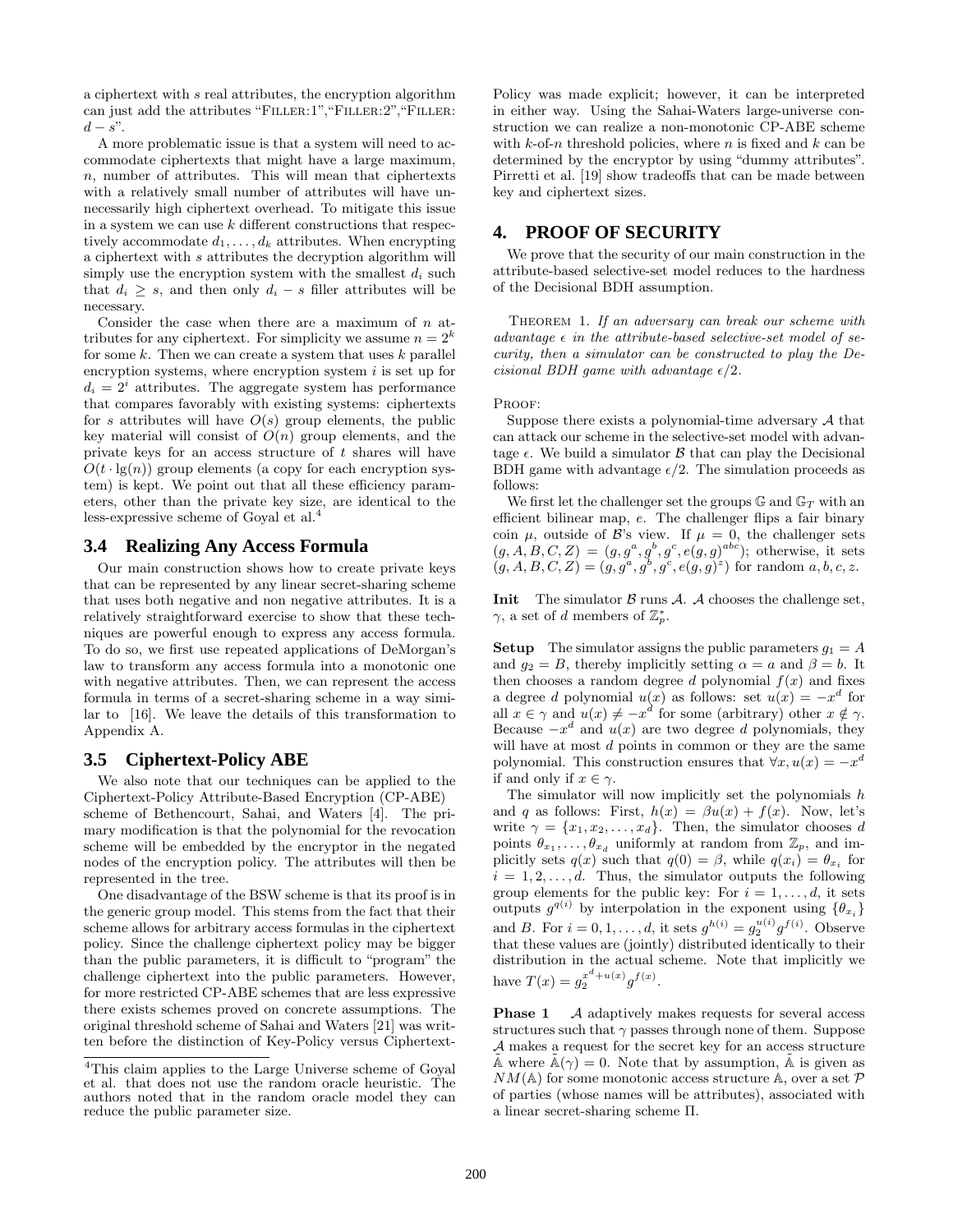a ciphertext with $s$ real attributes, the encryption algorithm can just add the attributes "FILLER:1","FILLER:2","FILLER: $d-s$".

A more problematic issue is that a system will need to accommodate ciphertexts that might have a large maximum, $n$, number of attributes. This will mean that ciphertexts with a relatively small number of attributes will have unnecessarily high ciphertext overhead. To mitigate this issue in a system we can use $k$ different constructions that respectively accommodate $d_1, \ldots, d_k$ attributes. When encrypting a ciphertext with $s$ attributes the decryption algorithm will simply use the encryption system with the smallest $d_i$ such that $d_i \geq s$, and then only $d_i - s$ filler attributes will be necessary.

Consider the case when there are a maximum of $n$ attributes for any ciphertext. For simplicity we assume $n = 2^k$ for some $k$. Then we can create a system that uses $k$ parallel encryption systems, where encryption system $i$ is set up for $d_i = 2^i$ attributes. The aggregate system has performance that compares favorably with existing systems: ciphertexts for $s$ attributes will have $O(s)$ group elements, the public key material will consist of $O(n)$ group elements, and the private keys for an access structure of $t$ shares will have $O(t \cdot \lg(n))$ group elements (a copy for each encryption system) is kept. We point out that all these efficiency parameters, other than the private key size, are identical to the less-expressive scheme of Goyal et al.[4]

### 3.4 Realizing Any Access Formula

Our main construction shows how to create private keys that can be represented by any linear secret-sharing scheme that uses both negative and non negative attributes. It is a relatively straightforward exercise to show that these techniques are powerful enough to express any access formula. To do so, we first use repeated applications of DeMorgan's law to transform any access formula into a monotonic one with negative attributes. Then, we can represent the access formula in terms of a secret-sharing scheme in a way similar to [16]. We leave the details of this transformation to Appendix A.

### 3.5 Ciphertext-Policy ABE

We also note that our techniques can be applied to the Ciphertext-Policy Attribute-Based Encryption (CP-ABE) scheme of Bethencourt, Sahai, and Waters [4]. The primary modification is that the polynomial for the revocation scheme will be embedded by the encryptor in the negated nodes of the encryption policy. The attributes will then be represented in the tree.

One disadvantage of the BSW scheme is that its proof is in the generic group model. This stems from the fact that their scheme allows for arbitrary access formulas in the ciphertext policy. Since the challenge ciphertext policy may be bigger than the public parameters, it is difficult to "program" the challenge ciphertext into the public parameters. However, for more restricted CP-ABE schemes that are less expressive there exists schemes proved on concrete assumptions. The original threshold scheme of Sahai and Waters [21] was written before the distinction of Key-Policy versus Ciphertext-Policy was made explicit; however, it can be interpreted in either way. Using the Sahai-Waters large-universe construction we can realize a non-monotonic CP-ABE scheme with $k$-of-$n$ threshold policies, where $n$ is fixed and $k$ can be determined by the encryptor by using "dummy attributes". Pirretti et al. [19] show tradeoffs that can be made between key and ciphertext sizes.

[4]This claim applies to the Large Universe scheme of Goyal et al. that does not use the random oracle heuristic. The authors noted that in the random oracle model they can reduce the public parameter size.

## 4. PROOF OF SECURITY

We prove that the security of our main construction in the attribute-based selective-set model reduces to the hardness of the Decisional BDH assumption.

THEOREM 1. *If an adversary can break our scheme with advantage $\epsilon$ in the attribute-based selective-set model of security, then a simulator can be constructed to play the Decisional BDH game with advantage $\epsilon/2$.*

PROOF:

Suppose there exists a polynomial-time adversary $\mathcal{A}$ that can attack our scheme in the selective-set model with advantage $\epsilon$. We build a simulator $\mathcal{B}$ that can play the Decisional BDH game with advantage $\epsilon/2$. The simulation proceeds as follows:

We first let the challenger set the groups $\mathbb{G}$ and $\mathbb{G}_T$ with an efficient bilinear map, $e$. The challenger flips a fair binary coin $\mu$, outside of $\mathcal{B}$'s view. If $\mu = 0$, the challenger sets $(g, A, B, C, Z) = (g, g^a, g^b, g^c, e(g,g)^{abc})$; otherwise, it sets $(g, A, B, C, Z) = (g, g^a, g^b, g^c, e(g,g)^z)$ for random $a, b, c, z$.

**Init** The simulator $\mathcal{B}$ runs $\mathcal{A}$. $\mathcal{A}$ chooses the challenge set, $\gamma$, a set of $d$ members of $\mathbb{Z}_p^*$.

**Setup** The simulator assigns the public parameters $g_1 = A$ and $g_2 = B$, thereby implicitly setting $\alpha = a$ and $\beta = b$. It then chooses a random degree $d$ polynomial $f(x)$ and fixes a degree $d$ polynomial $u(x)$ as follows: set $u(x) = -x^d$ for all $x \in \gamma$ and $u(x) \neq -x^d$ for some (arbitrary) other $x \notin \gamma$. Because $-x^d$ and $u(x)$ are two degree $d$ polynomials, they will have at most $d$ points in common or they are the same polynomial. This construction ensures that $\forall x, u(x) = -x^d$ if and only if $x \in \gamma$.

The simulator will now implicitly set the polynomials $h$ and $q$ as follows: First, $h(x) = \beta u(x) + f(x)$. Now, let's write $\gamma = \{x_1, x_2, \ldots, x_d\}$. Then, the simulator chooses $d$ points $\theta_{x_1}, \ldots, \theta_{x_d}$ uniformly at random from $\mathbb{Z}_p$, and implicitly sets $q(x)$ such that $q(0) = \beta$, while $q(x_i) = \theta_{x_i}$ for $i = 1, 2, \ldots, d$. Thus, the simulator outputs the following group elements for the public key: For $i = 1, \ldots, d$, it sets outputs $g^{q(i)}$ by interpolation in the exponent using $\{\theta_{x_i}\}$ and $B$. For $i = 0, 1, \ldots, d$, it sets $g^{h(i)} = g_2^{u(i)} g^{f(i)}$. Observe that these values are (jointly) distributed identically to their distribution in the actual scheme. Note that implicitly we have $T(x) = g_2^{x^d + u(x)} g^{f(x)}$.

**Phase 1** $\mathcal{A}$ adaptively makes requests for several access structures such that $\gamma$ passes through none of them. Suppose $\mathcal{A}$ makes a request for the secret key for an access structure $\tilde{\mathbb{A}}$ where $\tilde{\mathbb{A}}(\gamma) = 0$. Note that by assumption, $\tilde{\mathbb{A}}$ is given as $NM(\mathbb{A})$ for some monotonic access structure $\mathbb{A}$, over a set $\mathcal{P}$ of parties (whose names will be attributes), associated with a linear secret-sharing scheme $\Pi$.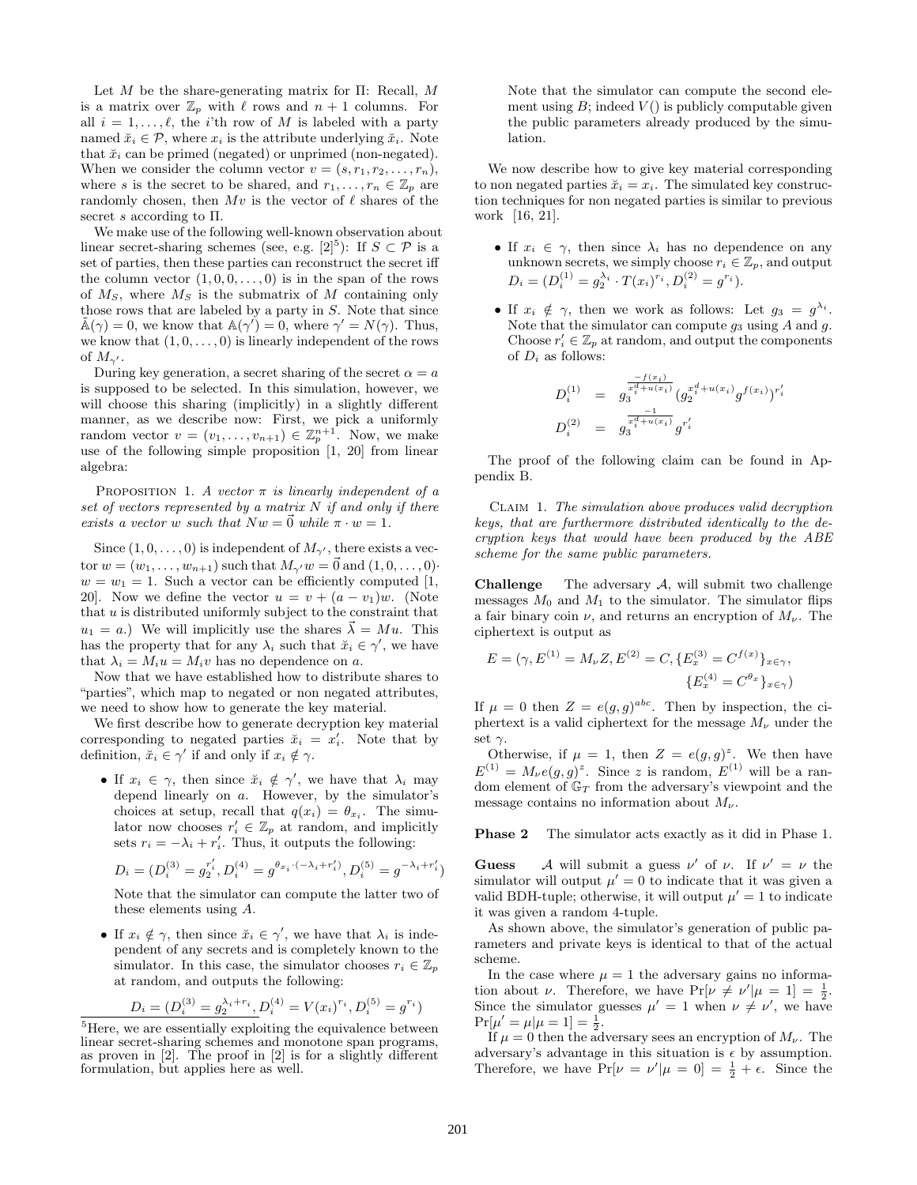Let $M$ be the share-generating matrix for $\Pi$: Recall, $M$ is a matrix over $\mathbb{Z}_p$ with $\ell$ rows and $n+1$ columns. For all $i = 1, \ldots, \ell$, the $i$'th row of $M$ is labeled with a party named $\breve{x}_i \in \mathcal{P}$, where $x_i$ is the attribute underlying $\breve{x}_i$. Note that $\breve{x}_i$ can be primed (negated) or unprimed (non-negated). When we consider the column vector $v = (s, r_1, r_2, \ldots, r_n)$, where $s$ is the secret to be shared, and $r_1, \ldots, r_n \in \mathbb{Z}_p$ are randomly chosen, then $Mv$ is the vector of $\ell$ shares of the secret $s$ according to $\Pi$.

We make use of the following well-known observation about linear secret-sharing schemes (see, e.g. [2][5]): If $S \subset \mathcal{P}$ is a set of parties, then these parties can reconstruct the secret iff the column vector $(1, 0, 0, \ldots, 0)$ is in the span of the rows of $M_S$, where $M_S$ is the submatrix of $M$ containing only those rows that are labeled by a party in $S$. Note that since $\tilde{\mathbb{A}}(\gamma) = 0$, we know that $\mathbb{A}(\gamma') = 0$, where $\gamma' = N(\gamma)$. Thus, we know that $(1, 0, \ldots, 0)$ is linearly independent of the rows of $M_{\gamma'}$.

During key generation, a secret sharing of the secret $\alpha = a$ is supposed to be selected. In this simulation, however, we will choose this sharing (implicitly) in a slightly different manner, as we describe now: First, we pick a uniformly random vector $v = (v_1, \ldots, v_{n+1}) \in \mathbb{Z}_p^{n+1}$. Now, we make use of the following simple proposition [1, 20] from linear algebra:

Proposition 1. *A vector $\pi$ is linearly independent of a set of vectors represented by a matrix $N$ if and only if there exists a vector $w$ such that $Nw = \vec{0}$ while $\pi \cdot w = 1$.*

Since $(1, 0, \ldots, 0)$ is independent of $M_{\gamma'}$, there exists a vector $w = (w_1, \ldots, w_{n+1})$ such that $M_{\gamma'} w = \vec{0}$ and $(1, 0, \ldots, 0) \cdot w = w_1 = 1$. Such a vector can be efficiently computed [1, 20]. Now we define the vector $u = v + (a - v_1)w$. (Note that $u$ is distributed uniformly subject to the constraint that $u_1 = a$.) We will implicitly use the shares $\vec{\lambda} = Mu$. This has the property that for any $\lambda_i$ such that $\breve{x}_i \in \gamma'$, we have that $\lambda_i = M_i u = M_i v$ has no dependence on $a$.

Now that we have established how to distribute shares to "parties", which map to negated or non negated attributes, we need to show how to generate the key material.

We first describe how to generate decryption key material corresponding to negated parties $\breve{x}_i = x_i'$. Note that by definition, $\breve{x}_i \in \gamma'$ if and only if $x_i \notin \gamma$.

- If $x_i \in \gamma$, then since $\breve{x}_i \notin \gamma'$, we have that $\lambda_i$ may depend linearly on $a$. However, by the simulator's choices at setup, recall that $q(x_i) = \theta_{x_i}$. The simulator now chooses $r_i' \in \mathbb{Z}_p$ at random, and implicitly sets $r_i = -\lambda_i + r_i'$. Thus, it outputs the following:

  $$D_i = (D_i^{(3)} = g_2^{r_i'}, D_i^{(4)} = g^{\theta_{x_i} \cdot (-\lambda_i + r_i')}, D_i^{(5)} = g^{-\lambda_i + r_i'})$$

  Note that the simulator can compute the latter two of these elements using $A$.

- If $x_i \notin \gamma$, then since $\breve{x}_i \in \gamma'$, we have that $\lambda_i$ is independent of any secrets and is completely known to the simulator. In this case, the simulator chooses $r_i \in \mathbb{Z}_p$ at random, and outputs the following:

  $$D_i = (D_i^{(3)} = g_2^{\lambda_i + r_i}, D_i^{(4)} = V(x_i)^{r_i}, D_i^{(5)} = g^{r_i})$$

  Note that the simulator can compute the second element using $B$; indeed $V()$ is publicly computable given the public parameters already produced by the simulation.

We now describe how to give key material corresponding to non negated parties $\breve{x}_i = x_i$. The simulated key construction techniques for non negated parties is similar to previous work [16, 21].

- If $x_i \in \gamma$, then since $\lambda_i$ has no dependence on any unknown secrets, we simply choose $r_i \in \mathbb{Z}_p$, and output $D_i = (D_i^{(1)} = g_2^{\lambda_i} \cdot T(x_i)^{r_i}, D_i^{(2)} = g^{r_i})$.

- If $x_i \notin \gamma$, then we work as follows: Let $g_3 = g^{\lambda_i}$. Note that the simulator can compute $g_3$ using $A$ and $g$. Choose $r_i' \in \mathbb{Z}_p$ at random, and output the components of $D_i$ as follows:

  $$D_i^{(1)} = g_3^{\frac{-f(x_i)}{x_i^d + u(x_i)}} (g_2^{x_i^d + u(x_i)} g^{f(x_i)})^{r_i'}$$
  $$D_i^{(2)} = g_3^{\frac{-1}{x_i^d + u(x_i)}} g^{r_i'}$$

The proof of the following claim can be found in Appendix B.

Claim 1. *The simulation above produces valid decryption keys, that are furthermore distributed identically to the decryption keys that would have been produced by the ABE scheme for the same public parameters.*

**Challenge** The adversary $\mathcal{A}$, will submit two challenge messages $M_0$ and $M_1$ to the simulator. The simulator flips a fair binary coin $\nu$, and returns an encryption of $M_\nu$. The ciphertext is output as

$$E = (\gamma, E^{(1)} = M_\nu Z, E^{(2)} = C, \{E_x^{(3)} = C^{f(x)}\}_{x \in \gamma}, \{E_x^{(4)} = C^{\theta_x}\}_{x \in \gamma})$$

If $\mu = 0$ then $Z = e(g, g)^{abc}$. Then by inspection, the ciphertext is a valid ciphertext for the message $M_\nu$ under the set $\gamma$.

Otherwise, if $\mu = 1$, then $Z = e(g, g)^z$. We then have $E^{(1)} = M_\nu e(g, g)^z$. Since $z$ is random, $E^{(1)}$ will be a random element of $\mathbb{G}_T$ from the adversary's viewpoint and the message contains no information about $M_\nu$.

**Phase 2** The simulator acts exactly as it did in Phase 1.

**Guess** $\mathcal{A}$ will submit a guess $\nu'$ of $\nu$. If $\nu' = \nu$ the simulator will output $\mu' = 0$ to indicate that it was given a valid BDH-tuple; otherwise, it will output $\mu' = 1$ to indicate it was given a random 4-tuple.

As shown above, the simulator's generation of public parameters and private keys is identical to that of the actual scheme.

In the case where $\mu = 1$ the adversary gains no information about $\nu$. Therefore, we have $\Pr[\nu \neq \nu' | \mu = 1] = \frac{1}{2}$. Since the simulator guesses $\mu' = 1$ when $\nu \neq \nu'$, we have $\Pr[\mu' = \mu | \mu = 1] = \frac{1}{2}$.

If $\mu = 0$ then the adversary sees an encryption of $M_\nu$. The adversary's advantage in this situation is $\epsilon$ by assumption. Therefore, we have $\Pr[\nu = \nu' | \mu = 0] = \frac{1}{2} + \epsilon$. Since the

[5]Here, we are essentially exploiting the equivalence between linear secret-sharing schemes and monotone span programs, as proven in [2]. The proof in [2] is for a slightly different formulation, but applies here as well.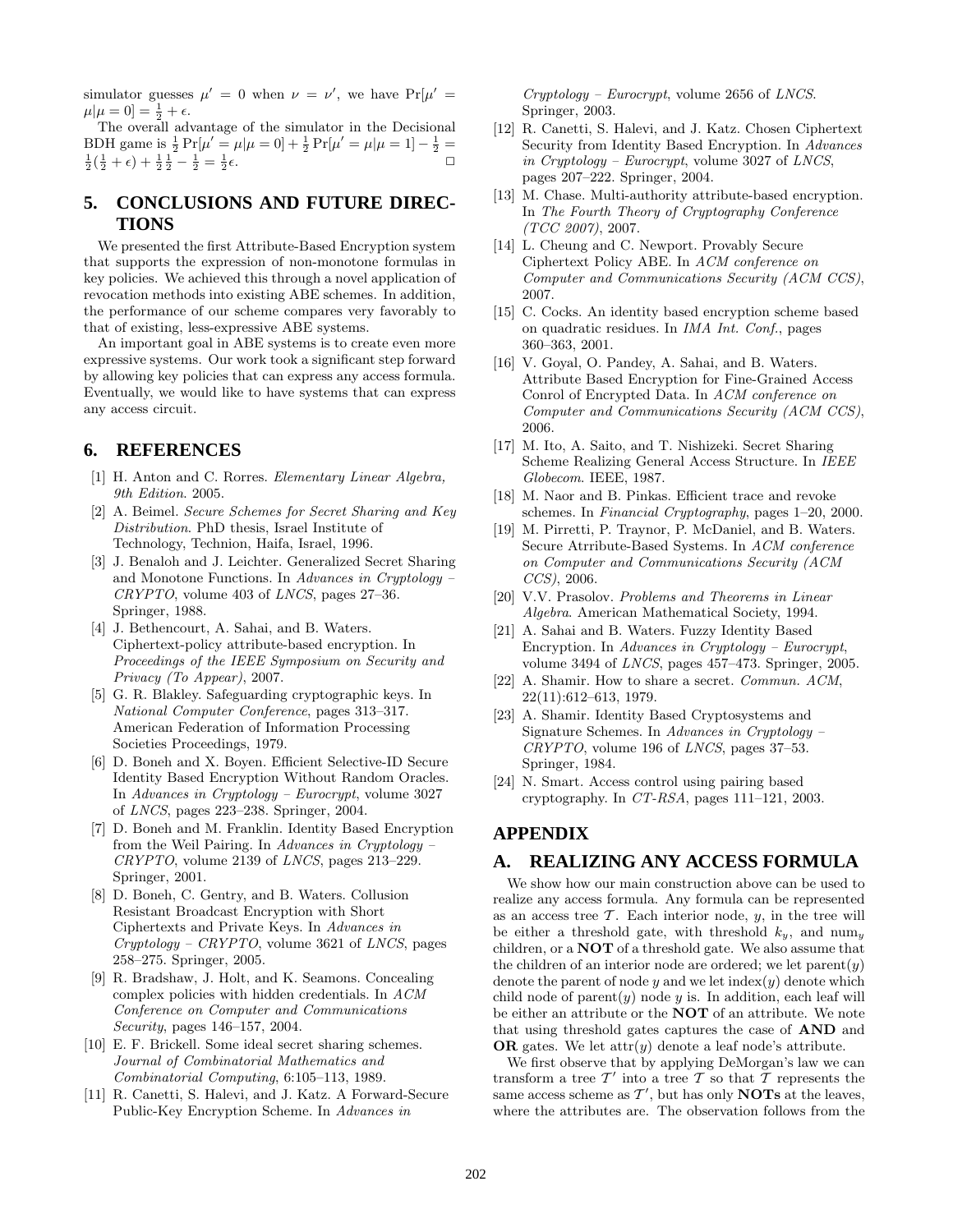simulator guesses $\mu' = 0$ when $\nu = \nu'$, we have $\Pr[\mu' = \mu | \mu = 0] = \frac{1}{2} + \epsilon$.

The overall advantage of the simulator in the Decisional BDH game is $\frac{1}{2}\Pr[\mu' = \mu | \mu = 0] + \frac{1}{2}\Pr[\mu' = \mu | \mu = 1] - \frac{1}{2} = \frac{1}{2}(\frac{1}{2} + \epsilon) + \frac{1}{2}\frac{1}{2} - \frac{1}{2} = \frac{1}{2}\epsilon$. □

## 5. CONCLUSIONS AND FUTURE DIRECTIONS

We presented the first Attribute-Based Encryption system that supports the expression of non-monotone formulas in key policies. We achieved this through a novel application of revocation methods into existing ABE schemes. In addition, the performance of our scheme compares very favorably to that of existing, less-expressive ABE systems.

An important goal in ABE systems is to create even more expressive systems. Our work took a significant step forward by allowing key policies that can express any access formula. Eventually, we would like to have systems that can express any access circuit.

## 6. REFERENCES

[1] H. Anton and C. Rorres. *Elementary Linear Algebra, 9th Edition*. 2005.

[2] A. Beimel. *Secure Schemes for Secret Sharing and Key Distribution*. PhD thesis, Israel Institute of Technology, Technion, Haifa, Israel, 1996.

[3] J. Benaloh and J. Leichter. Generalized Secret Sharing and Monotone Functions. In *Advances in Cryptology – CRYPTO*, volume 403 of *LNCS*, pages 27–36. Springer, 1988.

[4] J. Bethencourt, A. Sahai, and B. Waters. Ciphertext-policy attribute-based encryption. In *Proceedings of the IEEE Symposium on Security and Privacy (To Appear)*, 2007.

[5] G. R. Blakley. Safeguarding cryptographic keys. In *National Computer Conference*, pages 313–317. American Federation of Information Processing Societies Proceedings, 1979.

[6] D. Boneh and X. Boyen. Efficient Selective-ID Secure Identity Based Encryption Without Random Oracles. In *Advances in Cryptology – Eurocrypt*, volume 3027 of *LNCS*, pages 223–238. Springer, 2004.

[7] D. Boneh and M. Franklin. Identity Based Encryption from the Weil Pairing. In *Advances in Cryptology – CRYPTO*, volume 2139 of *LNCS*, pages 213–229. Springer, 2001.

[8] D. Boneh, C. Gentry, and B. Waters. Collusion Resistant Broadcast Encryption with Short Ciphertexts and Private Keys. In *Advances in Cryptology – CRYPTO*, volume 3621 of *LNCS*, pages 258–275. Springer, 2005.

[9] R. Bradshaw, J. Holt, and K. Seamons. Concealing complex policies with hidden credentials. In *ACM Conference on Computer and Communications Security*, pages 146–157, 2004.

[10] E. F. Brickell. Some ideal secret sharing schemes. *Journal of Combinatorial Mathematics and Combinatorial Computing*, 6:105–113, 1989.

[11] R. Canetti, S. Halevi, and J. Katz. A Forward-Secure Public-Key Encryption Scheme. In *Advances in Cryptology – Eurocrypt*, volume 2656 of *LNCS*. Springer, 2003.

[12] R. Canetti, S. Halevi, and J. Katz. Chosen Ciphertext Security from Identity Based Encryption. In *Advances in Cryptology – Eurocrypt*, volume 3027 of *LNCS*, pages 207–222. Springer, 2004.

[13] M. Chase. Multi-authority attribute-based encryption. In *The Fourth Theory of Cryptography Conference (TCC 2007)*, 2007.

[14] L. Cheung and C. Newport. Provably Secure Ciphertext Policy ABE. In *ACM conference on Computer and Communications Security (ACM CCS)*, 2007.

[15] C. Cocks. An identity based encryption scheme based on quadratic residues. In *IMA Int. Conf.*, pages 360–363, 2001.

[16] V. Goyal, O. Pandey, A. Sahai, and B. Waters. Attribute Based Encryption for Fine-Grained Access Conrol of Encrypted Data. In *ACM conference on Computer and Communications Security (ACM CCS)*, 2006.

[17] M. Ito, A. Saito, and T. Nishizeki. Secret Sharing Scheme Realizing General Access Structure. In *IEEE Globecom*. IEEE, 1987.

[18] M. Naor and B. Pinkas. Efficient trace and revoke schemes. In *Financial Cryptography*, pages 1–20, 2000.

[19] M. Pirretti, P. Traynor, P. McDaniel, and B. Waters. Secure Atrribute-Based Systems. In *ACM conference on Computer and Communications Security (ACM CCS)*, 2006.

[20] V.V. Prasolov. *Problems and Theorems in Linear Algebra*. American Mathematical Society, 1994.

[21] A. Sahai and B. Waters. Fuzzy Identity Based Encryption. In *Advances in Cryptology – Eurocrypt*, volume 3494 of *LNCS*, pages 457–473. Springer, 2005.

[22] A. Shamir. How to share a secret. *Commun. ACM*, 22(11):612–613, 1979.

[23] A. Shamir. Identity Based Cryptosystems and Signature Schemes. In *Advances in Cryptology – CRYPTO*, volume 196 of *LNCS*, pages 37–53. Springer, 1984.

[24] N. Smart. Access control using pairing based cryptography. In *CT-RSA*, pages 111–121, 2003.

## APPENDIX

## A. REALIZING ANY ACCESS FORMULA

We show how our main construction above can be used to realize any access formula. Any formula can be represented as an access tree $\mathcal{T}$. Each interior node, $y$, in the tree will be either a threshold gate, with threshold $k_y$, and $\text{num}_y$ children, or a **NOT** of a threshold gate. We also assume that the children of an interior node are ordered; we let $\text{parent}(y)$ denote the parent of node $y$ and we let $\text{index}(y)$ denote which child node of $\text{parent}(y)$ node $y$ is. In addition, each leaf will be either an attribute or the **NOT** of an attribute. We note that using threshold gates captures the case of **AND** and **OR** gates. We let $\text{attr}(y)$ denote a leaf node's attribute.

We first observe that by applying DeMorgan's law we can transform a tree $\mathcal{T}'$ into a tree $\mathcal{T}$ so that $\mathcal{T}$ represents the same access scheme as $\mathcal{T}'$, but has only **NOTs** at the leaves, where the attributes are. The observation follows from the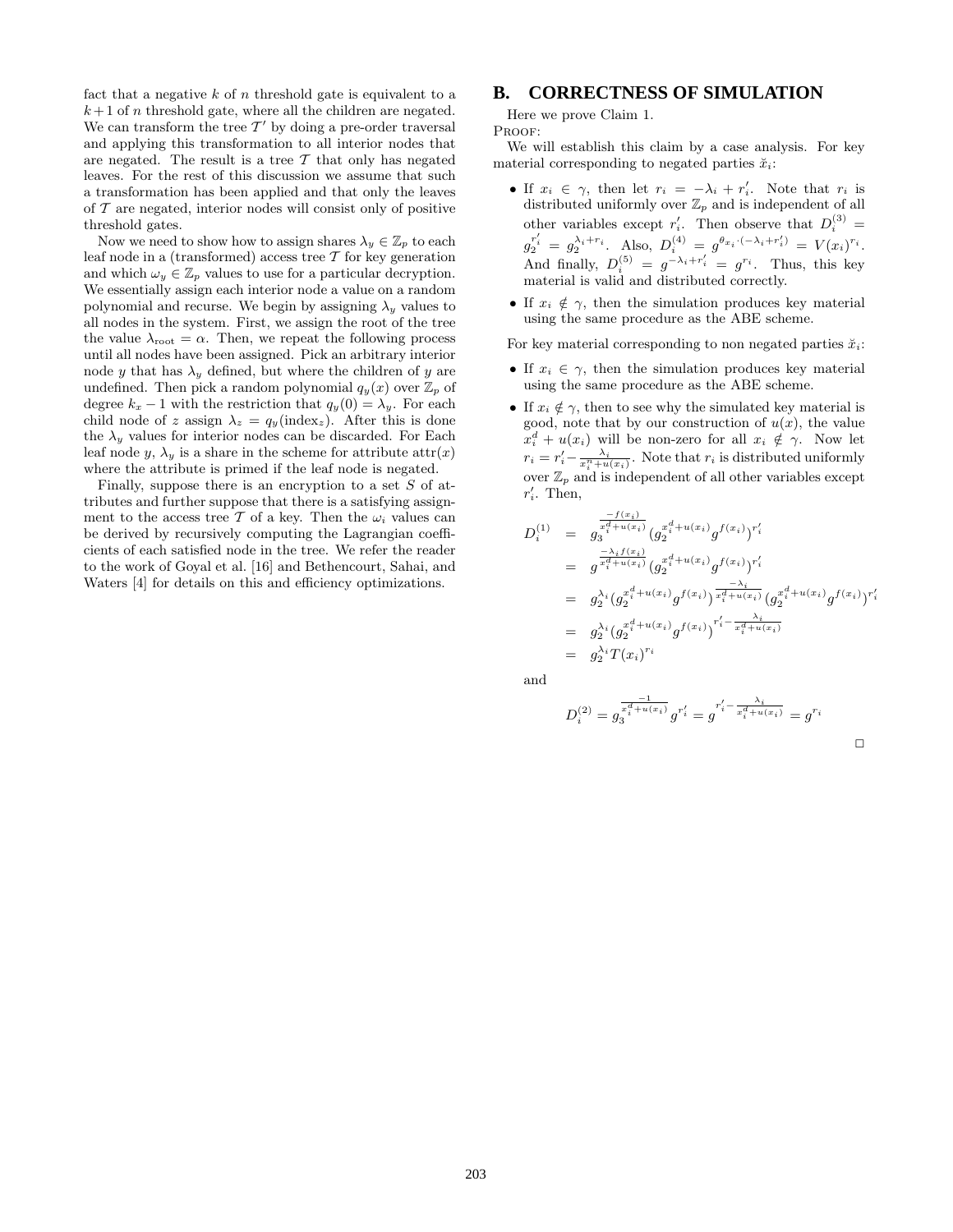fact that a negative $k$ of $n$ threshold gate is equivalent to a $k+1$ of $n$ threshold gate, where all the children are negated. We can transform the tree $\mathcal{T}'$ by doing a pre-order traversal and applying this transformation to all interior nodes that are negated. The result is a tree $\mathcal{T}$ that only has negated leaves. For the rest of this discussion we assume that such a transformation has been applied and that only the leaves of $\mathcal{T}$ are negated, interior nodes will consist only of positive threshold gates.

Now we need to show how to assign shares $\lambda_y \in \mathbb{Z}_p$ to each leaf node in a (transformed) access tree $\mathcal{T}$ for key generation and which $\omega_y \in \mathbb{Z}_p$ values to use for a particular decryption. We essentially assign each interior node a value on a random polynomial and recurse. We begin by assigning $\lambda_y$ values to all nodes in the system. First, we assign the root of the tree the value $\lambda_{\text{root}} = \alpha$. Then, we repeat the following process until all nodes have been assigned. Pick an arbitrary interior node $y$ that has $\lambda_y$ defined, but where the children of $y$ are undefined. Then pick a random polynomial $q_y(x)$ over $\mathbb{Z}_p$ of degree $k_x - 1$ with the restriction that $q_y(0) = \lambda_y$. For each child node of $z$ assign $\lambda_z = q_y(\text{index}_z)$. After this is done the $\lambda_y$ values for interior nodes can be discarded. For Each leaf node $y$, $\lambda_y$ is a share in the scheme for attribute $\text{attr}(x)$ where the attribute is primed if the leaf node is negated.

Finally, suppose there is an encryption to a set $S$ of attributes and further suppose that there is a satisfying assignment to the access tree $\mathcal{T}$ of a key. Then the $\omega_i$ values can be derived by recursively computing the Lagrangian coefficients of each satisfied node in the tree. We refer the reader to the work of Goyal et al. [16] and Bethencourt, Sahai, and Waters [4] for details on this and efficiency optimizations.

## B. CORRECTNESS OF SIMULATION

Here we prove Claim 1.

PROOF:

We will establish this claim by a case analysis. For key material corresponding to negated parties $\breve{x}_i$:

- If $x_i \in \gamma$, then let $r_i = -\lambda_i + r_i'$. Note that $r_i$ is distributed uniformly over $\mathbb{Z}_p$ and is independent of all other variables except $r_i'$. Then observe that $D_i^{(3)} = g_2^{r_i'} = g_2^{\lambda_i + r_i}$. Also, $D_i^{(4)} = g^{\theta_{x_i} \cdot (-\lambda_i + r_i')} = V(x_i)^{r_i}$. And finally, $D_i^{(5)} = g^{-\lambda_i + r_i'} = g^{r_i}$. Thus, this key material is valid and distributed correctly.
- If $x_i \notin \gamma$, then the simulation produces key material using the same procedure as the ABE scheme.

For key material corresponding to non negated parties $\breve{x}_i$:

- If $x_i \in \gamma$, then the simulation produces key material using the same procedure as the ABE scheme.
- If $x_i \notin \gamma$, then to see why the simulated key material is good, note that by our construction of $u(x)$, the value $x_i^d + u(x_i)$ will be non-zero for all $x_i \notin \gamma$. Now let $r_i = r_i' - \frac{\lambda_i}{x_i^n + u(x_i)}$. Note that $r_i$ is distributed uniformly over $\mathbb{Z}_p$ and is independent of all other variables except $r_i'$. Then,

$$
\begin{aligned}
D_i^{(1)} &= g_3^{\frac{-f(x_i)}{x_i^d + u(x_i)}} (g_2^{x_i^d + u(x_i)} g^{f(x_i)})^{r_i'} \\
&= g^{\frac{-\lambda_i f(x_i)}{x_i^d + u(x_i)}} (g_2^{x_i^d + u(x_i)} g^{f(x_i)})^{r_i'} \\
&= g_2^{\lambda_i} (g_2^{x_i^d + u(x_i)} g^{f(x_i)})^{\frac{-\lambda_i}{x_i^d + u(x_i)}} (g_2^{x_i^d + u(x_i)} g^{f(x_i)})^{r_i'} \\
&= g_2^{\lambda_i} (g_2^{x_i^d + u(x_i)} g^{f(x_i)})^{r_i' - \frac{\lambda_i}{x_i^d + u(x_i)}} \\
&= g_2^{\lambda_i} T(x_i)^{r_i}
\end{aligned}
$$

and

$$
D_i^{(2)} = g_3^{\frac{-1}{x_i^d + u(x_i)}} g^{r_i'} = g^{r_i' - \frac{\lambda_i}{x_i^d + u(x_i)}} = g^{r_i}
$$

□